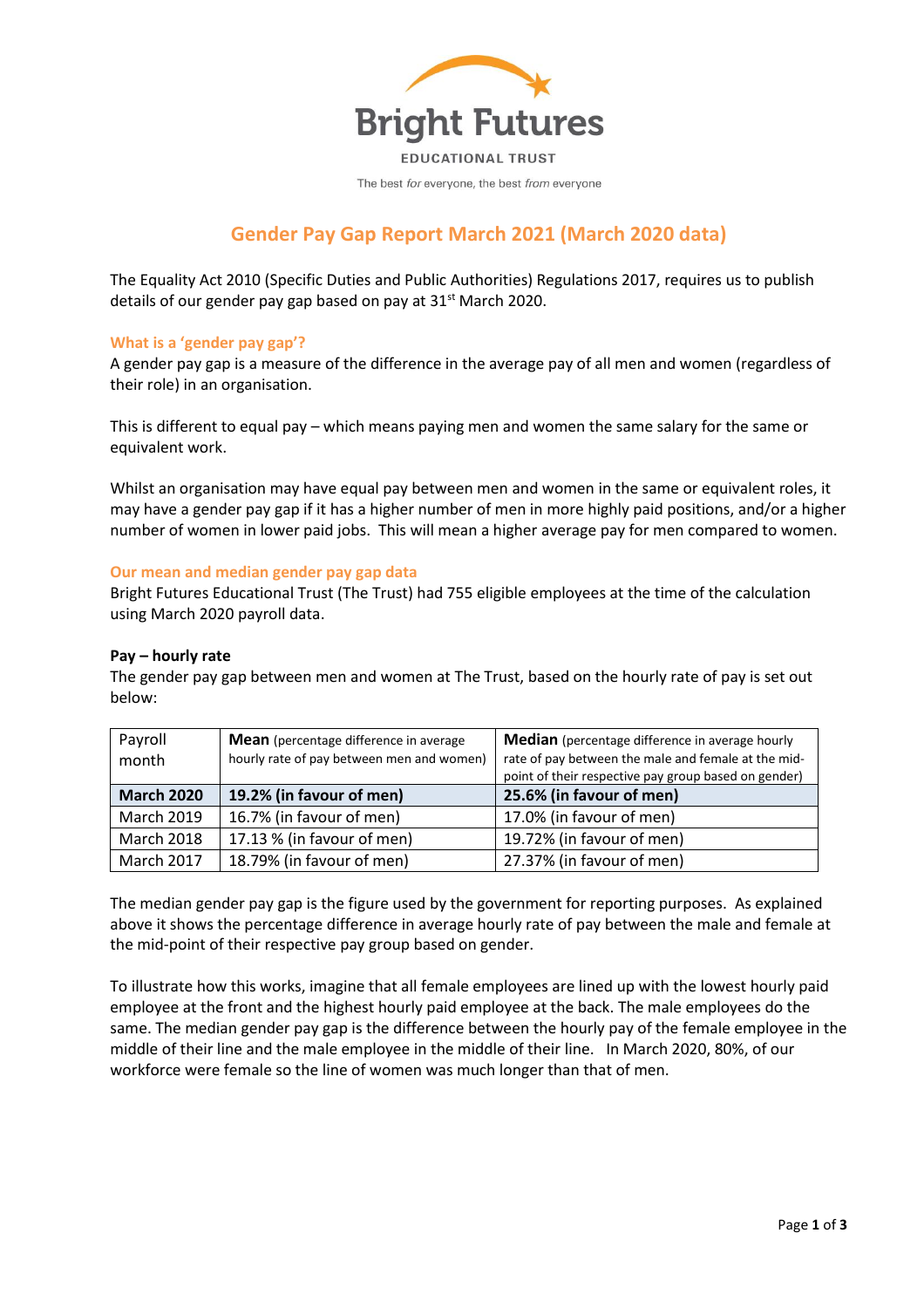Bright Futures

EDUCATIONAL TRUST

The best *for* everyone, the best *from* everyone

# Gender Pay Gap Report March 2021 (March 2020 data)

The Equality Act 2010 (Specific Duties and Public Authorities) Regulations 2017, requires us to publish details of our gender pay gap based on pay at 31st March 2020.

## What is a 'gender pay gap'?

A gender pay gap is a measure of the difference in the average pay of all men and women (regardless of their role) in an organisation.

This is different to equal pay – which means paying men and women the same salary for the same or equivalent work.

Whilst an organisation may have equal pay between men and women in the same or equivalent roles, it may have a gender pay gap if it has a higher number of men in more highly paid positions, and/or a higher number of women in lower paid jobs. This will mean a higher average pay for men compared to women.

## Our mean and median gender pay gap data

Bright Futures Educational Trust (The Trust) had 755 eligible employees at the time of the calculation using March 2020 payroll data.

### Pay – hourly rate

The gender pay gap between men and women at The Trust, based on the hourly rate of pay is set out below:

| Payroll month | **Mean** (percentage difference in average hourly rate of pay between men and women) | **Median** (percentage difference in average hourly rate of pay between the male and female at the mid-point of their respective pay group based on gender) |
|---|---|---|
| **March 2020** | **19.2% (in favour of men)** | **25.6% (in favour of men)** |
| March 2019 | 16.7% (in favour of men) | 17.0% (in favour of men) |
| March 2018 | 17.13 % (in favour of men) | 19.72% (in favour of men) |
| March 2017 | 18.79% (in favour of men) | 27.37% (in favour of men) |

The median gender pay gap is the figure used by the government for reporting purposes. As explained above it shows the percentage difference in average hourly rate of pay between the male and female at the mid-point of their respective pay group based on gender.

To illustrate how this works, imagine that all female employees are lined up with the lowest hourly paid employee at the front and the highest hourly paid employee at the back. The male employees do the same. The median gender pay gap is the difference between the hourly pay of the female employee in the middle of their line and the male employee in the middle of their line. In March 2020, 80%, of our workforce were female so the line of women was much longer than that of men.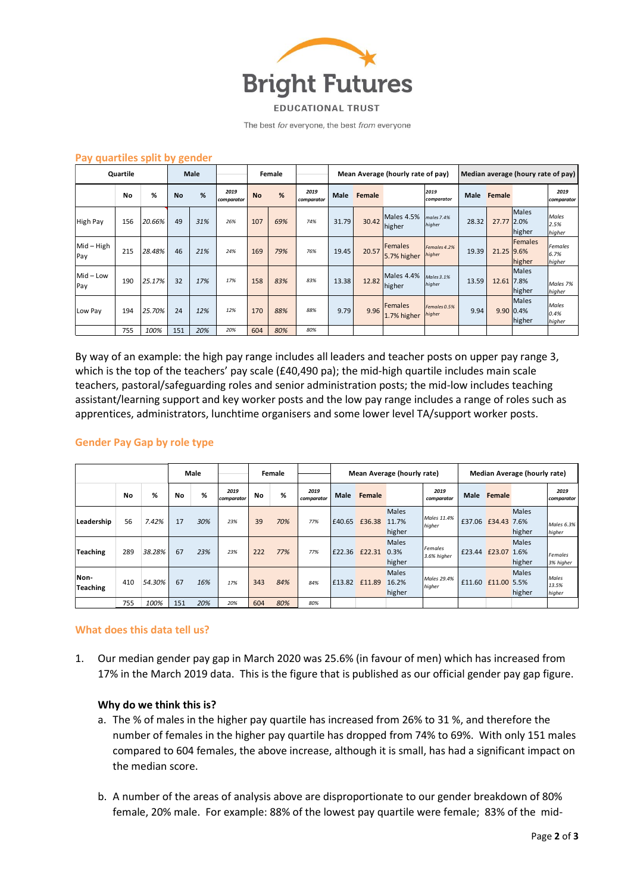Bright Futures

EDUCATIONAL TRUST

The best *for* everyone, the best *from* everyone

## Pay quartiles split by gender

| Quartile | | | Male | | | Female | | | Mean Average (hourly rate of pay) | | | | Median average (houry rate of pay) | | | |
|---|---|---|---|---|---|---|---|---|---|---|---|---|---|---|---|---|
| | No | % | No | % | *2019 comparator* | No | % | *2019 comparator* | Male | Female | | *2019 comparator* | Male | Female | | *2019 comparator* |
| High Pay | 156 | *20.66%* | 49 | *31%* | *26%* | 107 | *69%* | *74%* | 31.79 | 30.42 | Males 4.5% higher | *males 7.4% higher* | 28.32 | 27.77 | Males 2.0% higher | *Males 2.5% higher* |
| Mid – High Pay | 215 | *28.48%* | 46 | *21%* | *24%* | 169 | *79%* | *76%* | 19.45 | 20.57 | Females 5.7% higher | *Females 4.2% higher* | 19.39 | 21.25 | Females 9.6% higher | *Females 6.7% higher* |
| Mid – Low Pay | 190 | *25.17%* | 32 | *17%* | *17%* | 158 | *83%* | *83%* | 13.38 | 12.82 | Males 4.4% higher | *Males 3.1% higher* | 13.59 | 12.61 | Males 7.8% higher | *Males 7% higher* |
| Low Pay | 194 | *25.70%* | 24 | *12%* | *12%* | 170 | *88%* | *88%* | 9.79 | 9.96 | Females 1.7% higher | *Females 0.5% higher* | 9.94 | 9.90 | Males 0.4% higher | *Males 0.4% higher* |
| | 755 | *100%* | 151 | *20%* | *20%* | 604 | *80%* | *80%* | | | | | | | | |

By way of an example: the high pay range includes all leaders and teacher posts on upper pay range 3, which is the top of the teachers' pay scale (£40,490 pa); the mid-high quartile includes main scale teachers, pastoral/safeguarding roles and senior administration posts; the mid-low includes teaching assistant/learning support and key worker posts and the low pay range includes a range of roles such as apprentices, administrators, lunchtime organisers and some lower level TA/support worker posts.

## Gender Pay Gap by role type

| | | | Male | | | Female | | | Mean Average (hourly rate) | | | | Median Average (hourly rate) | | | |
|---|---|---|---|---|---|---|---|---|---|---|---|---|---|---|---|---|
| | No | % | No | % | *2019 comparator* | No | % | *2019 comparator* | Male | Female | | *2019 comparator* | Male | Female | | *2019 comparator* |
| **Leadership** | 56 | *7.42%* | 17 | *30%* | *23%* | 39 | *70%* | *77%* | £40.65 | £36.38 | Males 11.7% higher | *Males 11.4% higher* | £37.06 | £34.43 | Males 7.6% higher | *Males 6.3% higher* |
| **Teaching** | 289 | *38.28%* | 67 | *23%* | *23%* | 222 | *77%* | *77%* | £22.36 | £22.31 | Males 0.3% higher | *Females 3.6% higher* | £23.44 | £23.07 | Males 1.6% higher | *Females 3% higher* |
| **Non-Teaching** | 410 | *54.30%* | 67 | *16%* | *17%* | 343 | *84%* | *84%* | £13.82 | £11.89 | Males 16.2% higher | *Males 29.4% higher* | £11.60 | £11.00 | Males 5.5% higher | *Males 13.5% higher* |
| | 755 | *100%* | 151 | *20%* | *20%* | 604 | *80%* | *80%* | | | | | | | | |

## What does this data tell us?

1. Our median gender pay gap in March 2020 was 25.6% (in favour of men) which has increased from 17% in the March 2019 data. This is the figure that is published as our official gender pay gap figure.

   **Why do we think this is?**

   a. The % of males in the higher pay quartile has increased from 26% to 31 %, and therefore the number of females in the higher pay quartile has dropped from 74% to 69%. With only 151 males compared to 604 females, the above increase, although it is small, has had a significant impact on the median score.

   b. A number of the areas of analysis above are disproportionate to our gender breakdown of 80% female, 20% male. For example: 88% of the lowest pay quartile were female; 83% of the mid-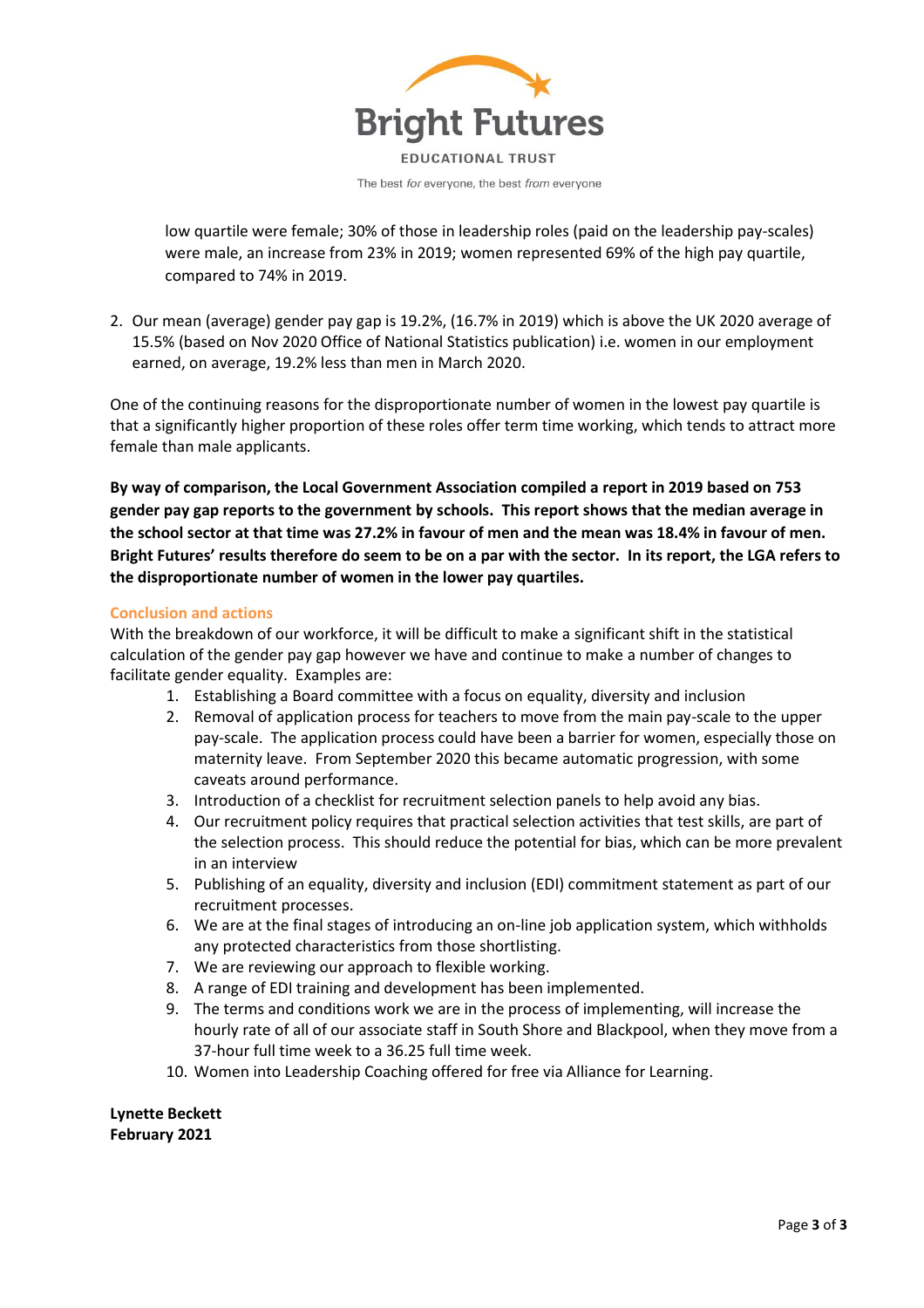low quartile were female; 30% of those in leadership roles (paid on the leadership pay-scales) were male, an increase from 23% in 2019; women represented 69% of the high pay quartile, compared to 74% in 2019.

2. Our mean (average) gender pay gap is 19.2%, (16.7% in 2019) which is above the UK 2020 average of 15.5% (based on Nov 2020 Office of National Statistics publication) i.e. women in our employment earned, on average, 19.2% less than men in March 2020.

One of the continuing reasons for the disproportionate number of women in the lowest pay quartile is that a significantly higher proportion of these roles offer term time working, which tends to attract more female than male applicants.

**By way of comparison, the Local Government Association compiled a report in 2019 based on 753 gender pay gap reports to the government by schools. This report shows that the median average in the school sector at that time was 27.2% in favour of men and the mean was 18.4% in favour of men. Bright Futures' results therefore do seem to be on a par with the sector. In its report, the LGA refers to the disproportionate number of women in the lower pay quartiles.**

## Conclusion and actions

With the breakdown of our workforce, it will be difficult to make a significant shift in the statistical calculation of the gender pay gap however we have and continue to make a number of changes to facilitate gender equality. Examples are:

1. Establishing a Board committee with a focus on equality, diversity and inclusion
2. Removal of application process for teachers to move from the main pay-scale to the upper pay-scale. The application process could have been a barrier for women, especially those on maternity leave. From September 2020 this became automatic progression, with some caveats around performance.
3. Introduction of a checklist for recruitment selection panels to help avoid any bias.
4. Our recruitment policy requires that practical selection activities that test skills, are part of the selection process. This should reduce the potential for bias, which can be more prevalent in an interview
5. Publishing of an equality, diversity and inclusion (EDI) commitment statement as part of our recruitment processes.
6. We are at the final stages of introducing an on-line job application system, which withholds any protected characteristics from those shortlisting.
7. We are reviewing our approach to flexible working.
8. A range of EDI training and development has been implemented.
9. The terms and conditions work we are in the process of implementing, will increase the hourly rate of all of our associate staff in South Shore and Blackpool, when they move from a 37-hour full time week to a 36.25 full time week.
10. Women into Leadership Coaching offered for free via Alliance for Learning.

**Lynette Beckett**
**February 2021**